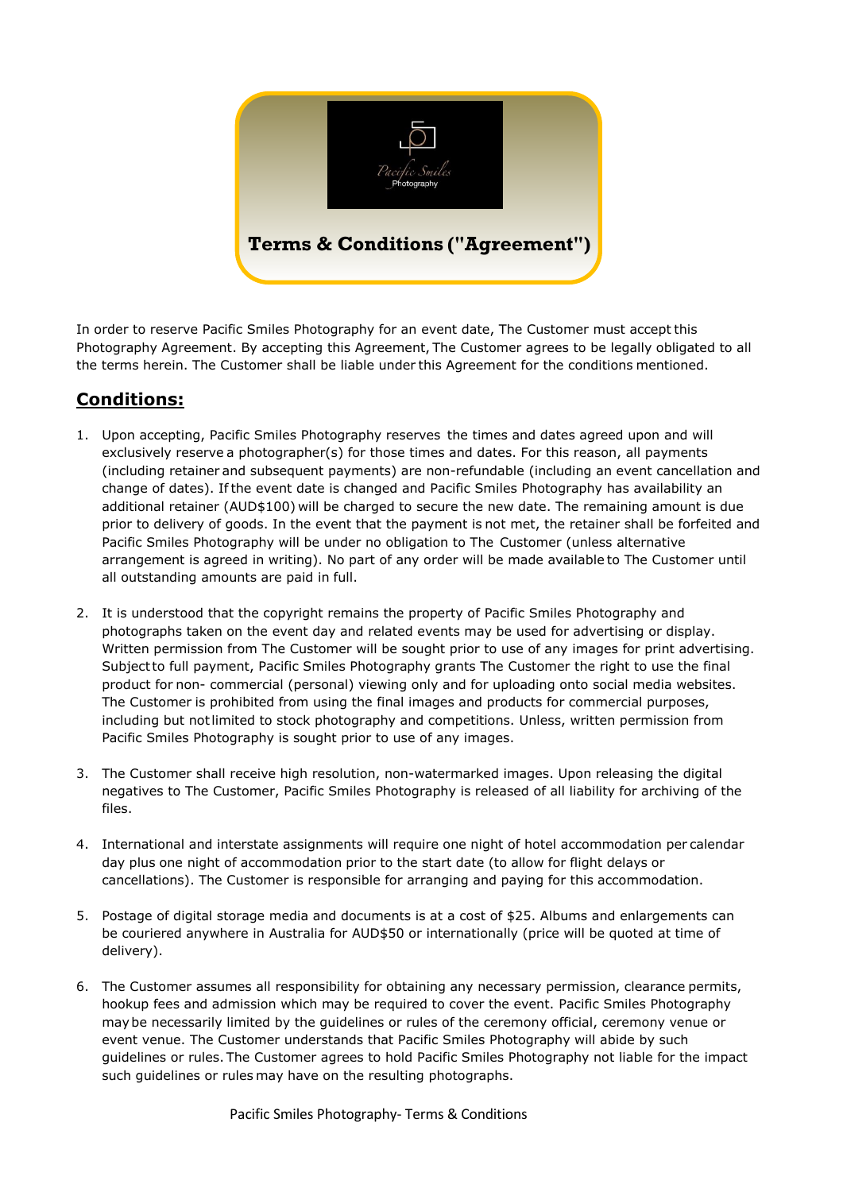# Terms & Conditions ("Agreement")

In order to reserve Pacific Smiles Photography for an event date, The Customer must accept this Photography Agreement. By accepting this Agreement, The Customer agrees to be legally obligated to all the terms herein. The Customer shall be liable under this Agreement for the conditions mentioned.

## **Conditions:**

1. Upon accepting, Pacific Smiles Photography reserves the times and dates agreed upon and will exclusively reserve a photographer(s) for those times and dates. For this reason, all payments (including retainer and subsequent payments) are non-refundable (including an event cancellation and change of dates). If the event date is changed and Pacific Smiles Photography has availability an additional retainer (AUD$100) will be charged to secure the new date. The remaining amount is due prior to delivery of goods. In the event that the payment is not met, the retainer shall be forfeited and Pacific Smiles Photography will be under no obligation to The Customer (unless alternative arrangement is agreed in writing). No part of any order will be made available to The Customer until all outstanding amounts are paid in full.

2. It is understood that the copyright remains the property of Pacific Smiles Photography and photographs taken on the event day and related events may be used for advertising or display. Written permission from The Customer will be sought prior to use of any images for print advertising. Subject to full payment, Pacific Smiles Photography grants The Customer the right to use the final product for non- commercial (personal) viewing only and for uploading onto social media websites. The Customer is prohibited from using the final images and products for commercial purposes, including but not limited to stock photography and competitions. Unless, written permission from Pacific Smiles Photography is sought prior to use of any images.

3. The Customer shall receive high resolution, non-watermarked images. Upon releasing the digital negatives to The Customer, Pacific Smiles Photography is released of all liability for archiving of the files.

4. International and interstate assignments will require one night of hotel accommodation per calendar day plus one night of accommodation prior to the start date (to allow for flight delays or cancellations). The Customer is responsible for arranging and paying for this accommodation.

5. Postage of digital storage media and documents is at a cost of $25. Albums and enlargements can be couriered anywhere in Australia for AUD$50 or internationally (price will be quoted at time of delivery).

6. The Customer assumes all responsibility for obtaining any necessary permission, clearance permits, hookup fees and admission which may be required to cover the event. Pacific Smiles Photography may be necessarily limited by the guidelines or rules of the ceremony official, ceremony venue or event venue. The Customer understands that Pacific Smiles Photography will abide by such guidelines or rules. The Customer agrees to hold Pacific Smiles Photography not liable for the impact such guidelines or rules may have on the resulting photographs.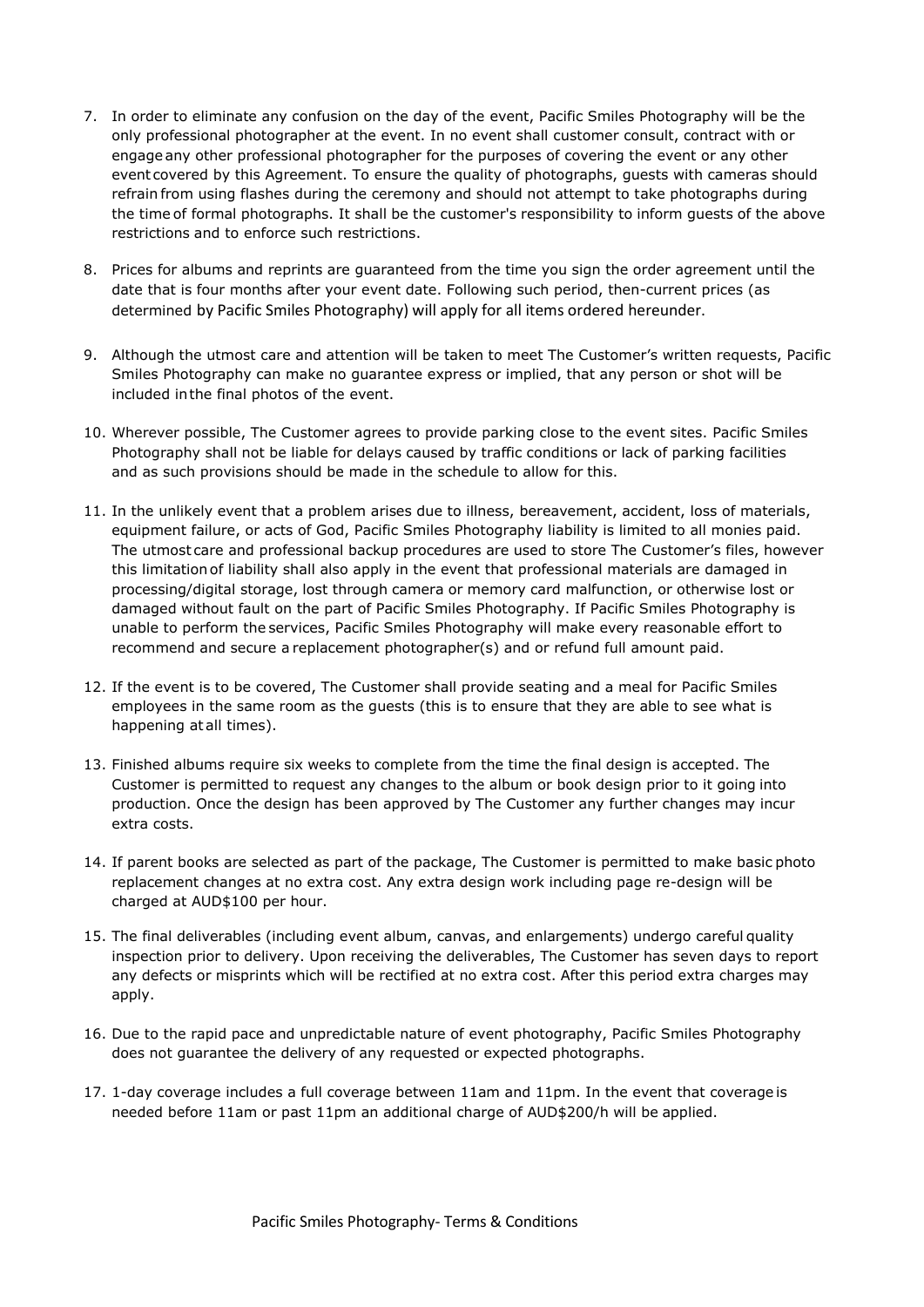7. In order to eliminate any confusion on the day of the event, Pacific Smiles Photography will be the only professional photographer at the event. In no event shall customer consult, contract with or engage any other professional photographer for the purposes of covering the event or any other event covered by this Agreement. To ensure the quality of photographs, guests with cameras should refrain from using flashes during the ceremony and should not attempt to take photographs during the time of formal photographs. It shall be the customer's responsibility to inform guests of the above restrictions and to enforce such restrictions.

8. Prices for albums and reprints are guaranteed from the time you sign the order agreement until the date that is four months after your event date. Following such period, then-current prices (as determined by Pacific Smiles Photography) will apply for all items ordered hereunder.

9. Although the utmost care and attention will be taken to meet The Customer's written requests, Pacific Smiles Photography can make no guarantee express or implied, that any person or shot will be included in the final photos of the event.

10. Wherever possible, The Customer agrees to provide parking close to the event sites. Pacific Smiles Photography shall not be liable for delays caused by traffic conditions or lack of parking facilities and as such provisions should be made in the schedule to allow for this.

11. In the unlikely event that a problem arises due to illness, bereavement, accident, loss of materials, equipment failure, or acts of God, Pacific Smiles Photography liability is limited to all monies paid. The utmost care and professional backup procedures are used to store The Customer's files, however this limitation of liability shall also apply in the event that professional materials are damaged in processing/digital storage, lost through camera or memory card malfunction, or otherwise lost or damaged without fault on the part of Pacific Smiles Photography. If Pacific Smiles Photography is unable to perform the services, Pacific Smiles Photography will make every reasonable effort to recommend and secure a replacement photographer(s) and or refund full amount paid.

12. If the event is to be covered, The Customer shall provide seating and a meal for Pacific Smiles employees in the same room as the guests (this is to ensure that they are able to see what is happening at all times).

13. Finished albums require six weeks to complete from the time the final design is accepted. The Customer is permitted to request any changes to the album or book design prior to it going into production. Once the design has been approved by The Customer any further changes may incur extra costs.

14. If parent books are selected as part of the package, The Customer is permitted to make basic photo replacement changes at no extra cost. Any extra design work including page re-design will be charged at AUD$100 per hour.

15. The final deliverables (including event album, canvas, and enlargements) undergo careful quality inspection prior to delivery. Upon receiving the deliverables, The Customer has seven days to report any defects or misprints which will be rectified at no extra cost. After this period extra charges may apply.

16. Due to the rapid pace and unpredictable nature of event photography, Pacific Smiles Photography does not guarantee the delivery of any requested or expected photographs.

17. 1-day coverage includes a full coverage between 11am and 11pm. In the event that coverage is needed before 11am or past 11pm an additional charge of AUD$200/h will be applied.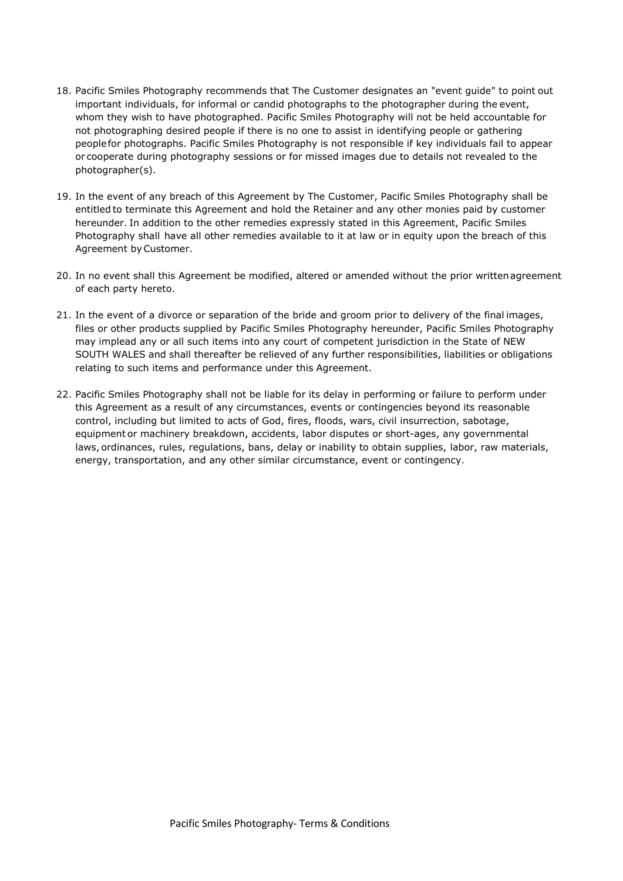18. Pacific Smiles Photography recommends that The Customer designates an "event guide" to point out important individuals, for informal or candid photographs to the photographer during the event, whom they wish to have photographed. Pacific Smiles Photography will not be held accountable for not photographing desired people if there is no one to assist in identifying people or gathering people for photographs. Pacific Smiles Photography is not responsible if key individuals fail to appear or cooperate during photography sessions or for missed images due to details not revealed to the photographer(s).

19. In the event of any breach of this Agreement by The Customer, Pacific Smiles Photography shall be entitled to terminate this Agreement and hold the Retainer and any other monies paid by customer hereunder. In addition to the other remedies expressly stated in this Agreement, Pacific Smiles Photography shall have all other remedies available to it at law or in equity upon the breach of this Agreement by Customer.

20. In no event shall this Agreement be modified, altered or amended without the prior written agreement of each party hereto.

21. In the event of a divorce or separation of the bride and groom prior to delivery of the final images, files or other products supplied by Pacific Smiles Photography hereunder, Pacific Smiles Photography may implead any or all such items into any court of competent jurisdiction in the State of NEW SOUTH WALES and shall thereafter be relieved of any further responsibilities, liabilities or obligations relating to such items and performance under this Agreement.

22. Pacific Smiles Photography shall not be liable for its delay in performing or failure to perform under this Agreement as a result of any circumstances, events or contingencies beyond its reasonable control, including but limited to acts of God, fires, floods, wars, civil insurrection, sabotage, equipment or machinery breakdown, accidents, labor disputes or short-ages, any governmental laws, ordinances, rules, regulations, bans, delay or inability to obtain supplies, labor, raw materials, energy, transportation, and any other similar circumstance, event or contingency.